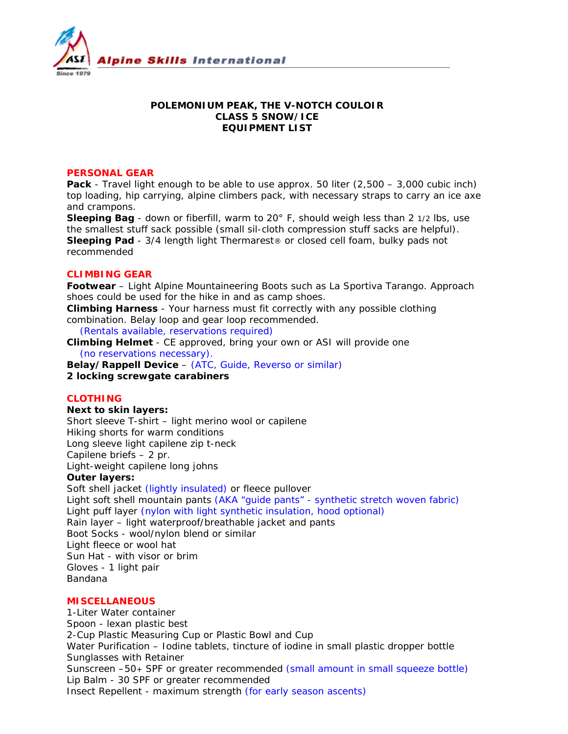Alpine Skills International

Since 1979

# POLEMONIUM PEAK, THE V-NOTCH COULOIR
## CLASS 5 SNOW/ICE
## EQUIPMENT LIST

### PERSONAL GEAR

**Pack** - Travel light enough to be able to use approx. 50 liter (2,500 – 3,000 cubic inch) top loading, hip carrying, alpine climbers pack, with necessary straps to carry an ice axe and crampons.
**Sleeping Bag** - down or fiberfill, warm to 20° F, should weigh less than 2 1/2 lbs, use the smallest stuff sack possible (small sil-cloth compression stuff sacks are helpful).
**Sleeping Pad** - 3/4 length light Thermarest® or closed cell foam, bulky pads not recommended

### CLIMBING GEAR

**Footwear** – Light Alpine Mountaineering Boots such as La Sportiva Tarango. Approach shoes could be used for the hike in and as camp shoes.
**Climbing Harness** - Your harness must fit correctly with any possible clothing combination. Belay loop and gear loop recommended.
(Rentals available, reservations required)
**Climbing Helmet** - CE approved, bring your own or ASI will provide one
(no reservations necessary).
**Belay/Rappell Device** – (ATC, Guide, Reverso or similar)
**2 locking screwgate carabiners**

### CLOTHING

**Next to skin layers:**
Short sleeve T-shirt – light merino wool or capilene
Hiking shorts for warm conditions
Long sleeve light capilene zip t-neck
Capilene briefs – 2 pr.
Light-weight capilene long johns
**Outer layers:**
Soft shell jacket (lightly insulated) or fleece pullover
Light soft shell mountain pants (AKA "guide pants" - synthetic stretch woven fabric)
Light puff layer (nylon with light synthetic insulation, hood optional)
Rain layer – light waterproof/breathable jacket and pants
Boot Socks - wool/nylon blend or similar
Light fleece or wool hat
Sun Hat - with visor or brim
Gloves - 1 light pair
Bandana

### MISCELLANEOUS

1-Liter Water container
Spoon - lexan plastic best
2-Cup Plastic Measuring Cup or Plastic Bowl and Cup
Water Purification – Iodine tablets, tincture of iodine in small plastic dropper bottle
Sunglasses with Retainer
Sunscreen –50+ SPF or greater recommended (small amount in small squeeze bottle)
Lip Balm - 30 SPF or greater recommended
Insect Repellent - maximum strength (for early season ascents)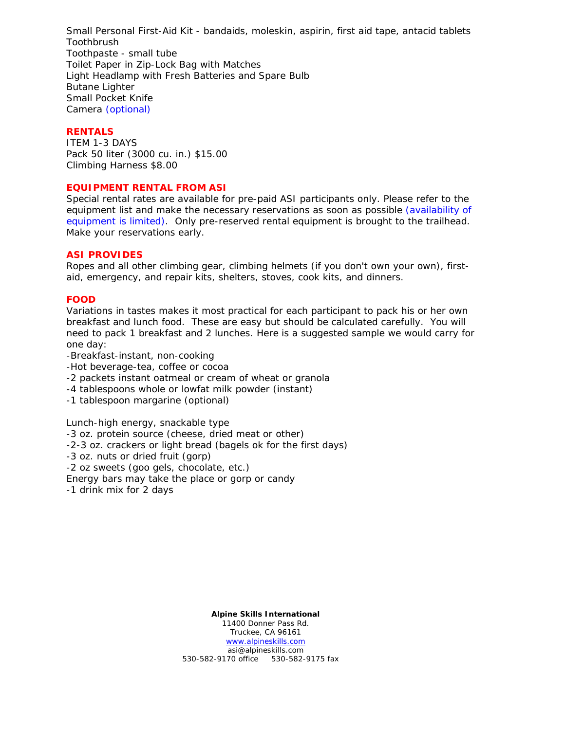Small Personal First-Aid Kit - bandaids, moleskin, aspirin, first aid tape, antacid tablets
Toothbrush
Toothpaste - small tube
Toilet Paper in Zip-Lock Bag with Matches
Light Headlamp with Fresh Batteries and Spare Bulb
Butane Lighter
Small Pocket Knife
Camera (optional)

**RENTALS**

ITEM 1-3 DAYS
Pack 50 liter (3000 cu. in.) $15.00
Climbing Harness $8.00

**EQUIPMENT RENTAL FROM ASI**

Special rental rates are available for pre-paid ASI participants only. Please refer to the equipment list and make the necessary reservations as soon as possible (availability of equipment is limited). Only pre-reserved rental equipment is brought to the trailhead. Make your reservations early.

**ASI PROVIDES**

Ropes and all other climbing gear, climbing helmets (if you don't own your own), first-aid, emergency, and repair kits, shelters, stoves, cook kits, and dinners.

**FOOD**

Variations in tastes makes it most practical for each participant to pack his or her own breakfast and lunch food. These are easy but should be calculated carefully. You will need to pack 1 breakfast and 2 lunches. Here is a suggested sample we would carry for one day:

-Breakfast-instant, non-cooking
-Hot beverage-tea, coffee or cocoa
-2 packets instant oatmeal or cream of wheat or granola
-4 tablespoons whole or lowfat milk powder (instant)
-1 tablespoon margarine (optional)

Lunch-high energy, snackable type
-3 oz. protein source (cheese, dried meat or other)
-2-3 oz. crackers or light bread (bagels ok for the first days)
-3 oz. nuts or dried fruit (gorp)
-2 oz sweets (goo gels, chocolate, etc.)
Energy bars may take the place or gorp or candy
-1 drink mix for 2 days

**Alpine Skills International**
11400 Donner Pass Rd.
Truckee, CA 96161
www.alpineskills.com
asi@alpineskills.com
530-582-9170 office 530-582-9175 fax